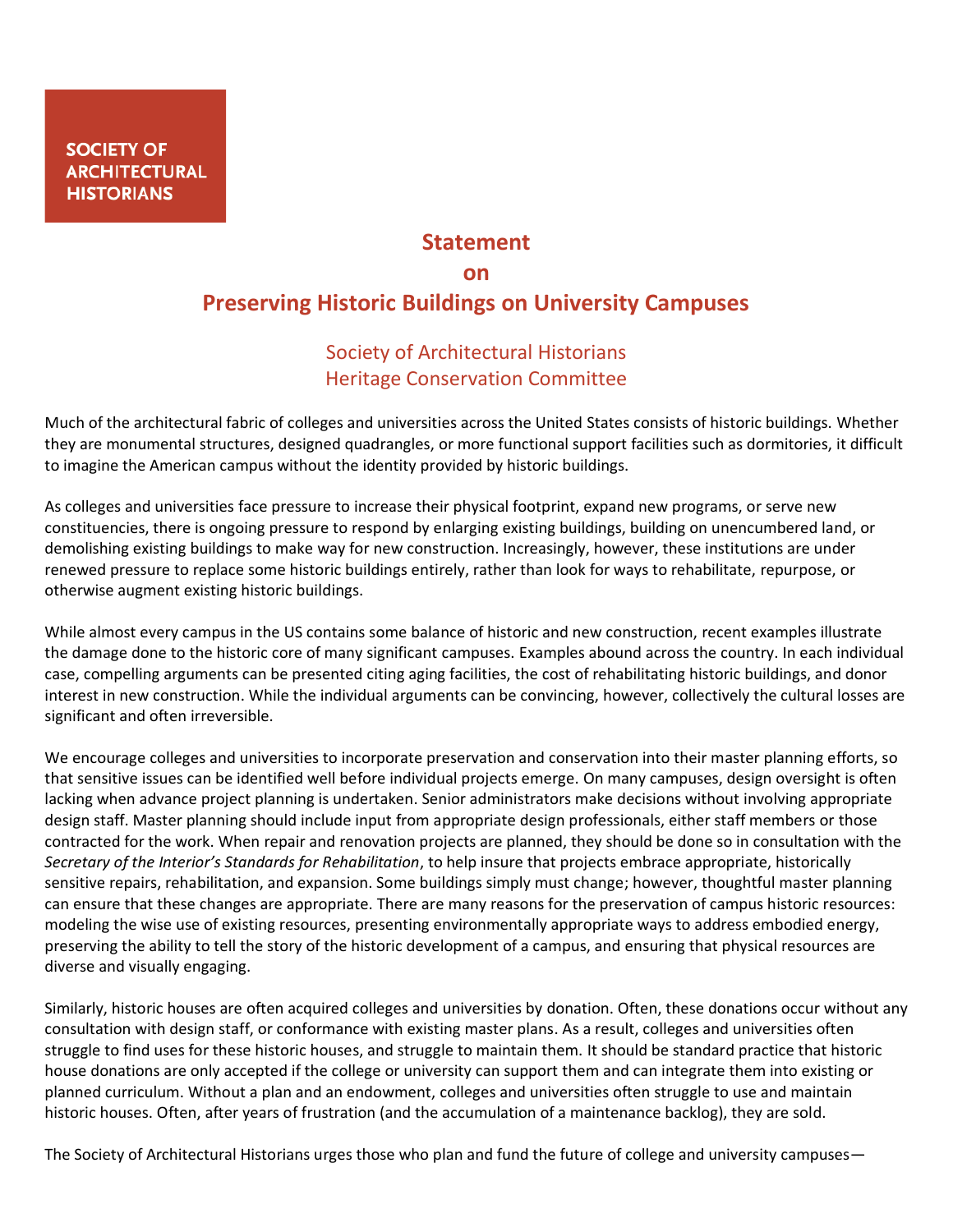SOCIETY OF ARCHITECTURAL HISTORIANS

# Statement on Preserving Historic Buildings on University Campuses

Society of Architectural Historians
Heritage Conservation Committee

Much of the architectural fabric of colleges and universities across the United States consists of historic buildings. Whether they are monumental structures, designed quadrangles, or more functional support facilities such as dormitories, it difficult to imagine the American campus without the identity provided by historic buildings.

As colleges and universities face pressure to increase their physical footprint, expand new programs, or serve new constituencies, there is ongoing pressure to respond by enlarging existing buildings, building on unencumbered land, or demolishing existing buildings to make way for new construction. Increasingly, however, these institutions are under renewed pressure to replace some historic buildings entirely, rather than look for ways to rehabilitate, repurpose, or otherwise augment existing historic buildings.

While almost every campus in the US contains some balance of historic and new construction, recent examples illustrate the damage done to the historic core of many significant campuses. Examples abound across the country. In each individual case, compelling arguments can be presented citing aging facilities, the cost of rehabilitating historic buildings, and donor interest in new construction. While the individual arguments can be convincing, however, collectively the cultural losses are significant and often irreversible.

We encourage colleges and universities to incorporate preservation and conservation into their master planning efforts, so that sensitive issues can be identified well before individual projects emerge. On many campuses, design oversight is often lacking when advance project planning is undertaken. Senior administrators make decisions without involving appropriate design staff. Master planning should include input from appropriate design professionals, either staff members or those contracted for the work. When repair and renovation projects are planned, they should be done so in consultation with the *Secretary of the Interior's Standards for Rehabilitation*, to help insure that projects embrace appropriate, historically sensitive repairs, rehabilitation, and expansion. Some buildings simply must change; however, thoughtful master planning can ensure that these changes are appropriate. There are many reasons for the preservation of campus historic resources: modeling the wise use of existing resources, presenting environmentally appropriate ways to address embodied energy, preserving the ability to tell the story of the historic development of a campus, and ensuring that physical resources are diverse and visually engaging.

Similarly, historic houses are often acquired colleges and universities by donation. Often, these donations occur without any consultation with design staff, or conformance with existing master plans. As a result, colleges and universities often struggle to find uses for these historic houses, and struggle to maintain them. It should be standard practice that historic house donations are only accepted if the college or university can support them and can integrate them into existing or planned curriculum. Without a plan and an endowment, colleges and universities often struggle to use and maintain historic houses. Often, after years of frustration (and the accumulation of a maintenance backlog), they are sold.

The Society of Architectural Historians urges those who plan and fund the future of college and university campuses—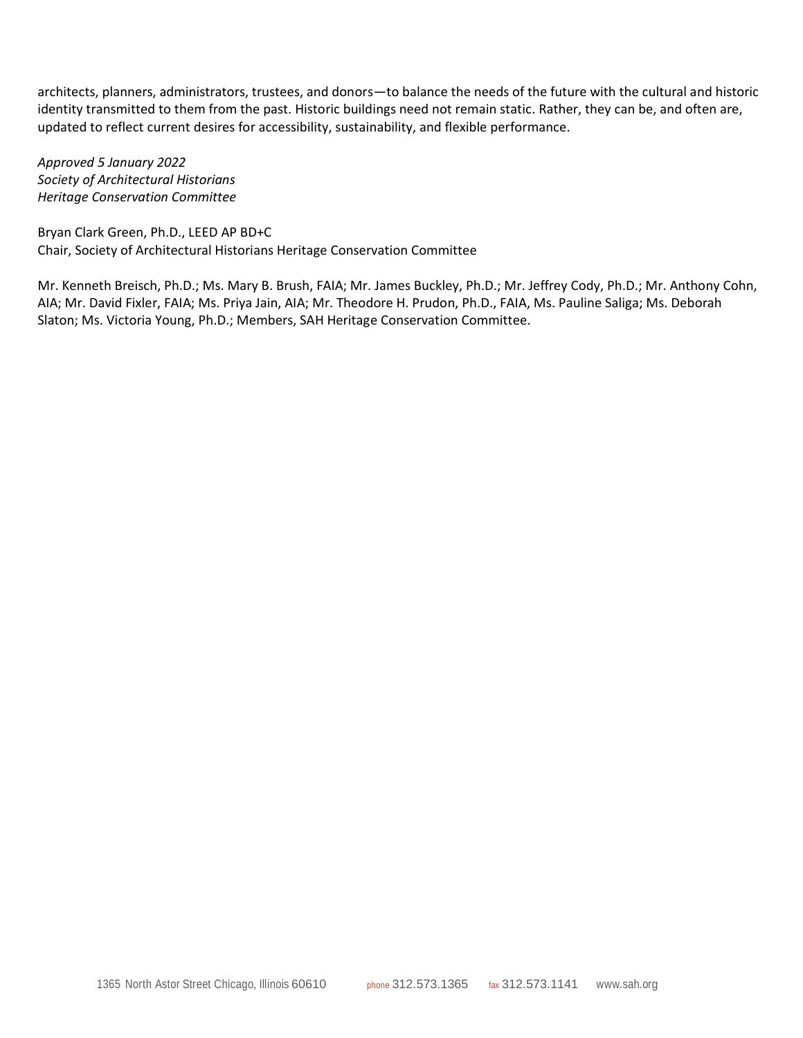architects, planners, administrators, trustees, and donors—to balance the needs of the future with the cultural and historic identity transmitted to them from the past. Historic buildings need not remain static. Rather, they can be, and often are, updated to reflect current desires for accessibility, sustainability, and flexible performance.

*Approved 5 January 2022*
*Society of Architectural Historians*
*Heritage Conservation Committee*

Bryan Clark Green, Ph.D., LEED AP BD+C
Chair, Society of Architectural Historians Heritage Conservation Committee

Mr. Kenneth Breisch, Ph.D.; Ms. Mary B. Brush, FAIA; Mr. James Buckley, Ph.D.; Mr. Jeffrey Cody, Ph.D.; Mr. Anthony Cohn, AIA; Mr. David Fixler, FAIA; Ms. Priya Jain, AIA; Mr. Theodore H. Prudon, Ph.D., FAIA, Ms. Pauline Saliga; Ms. Deborah Slaton; Ms. Victoria Young, Ph.D.; Members, SAH Heritage Conservation Committee.